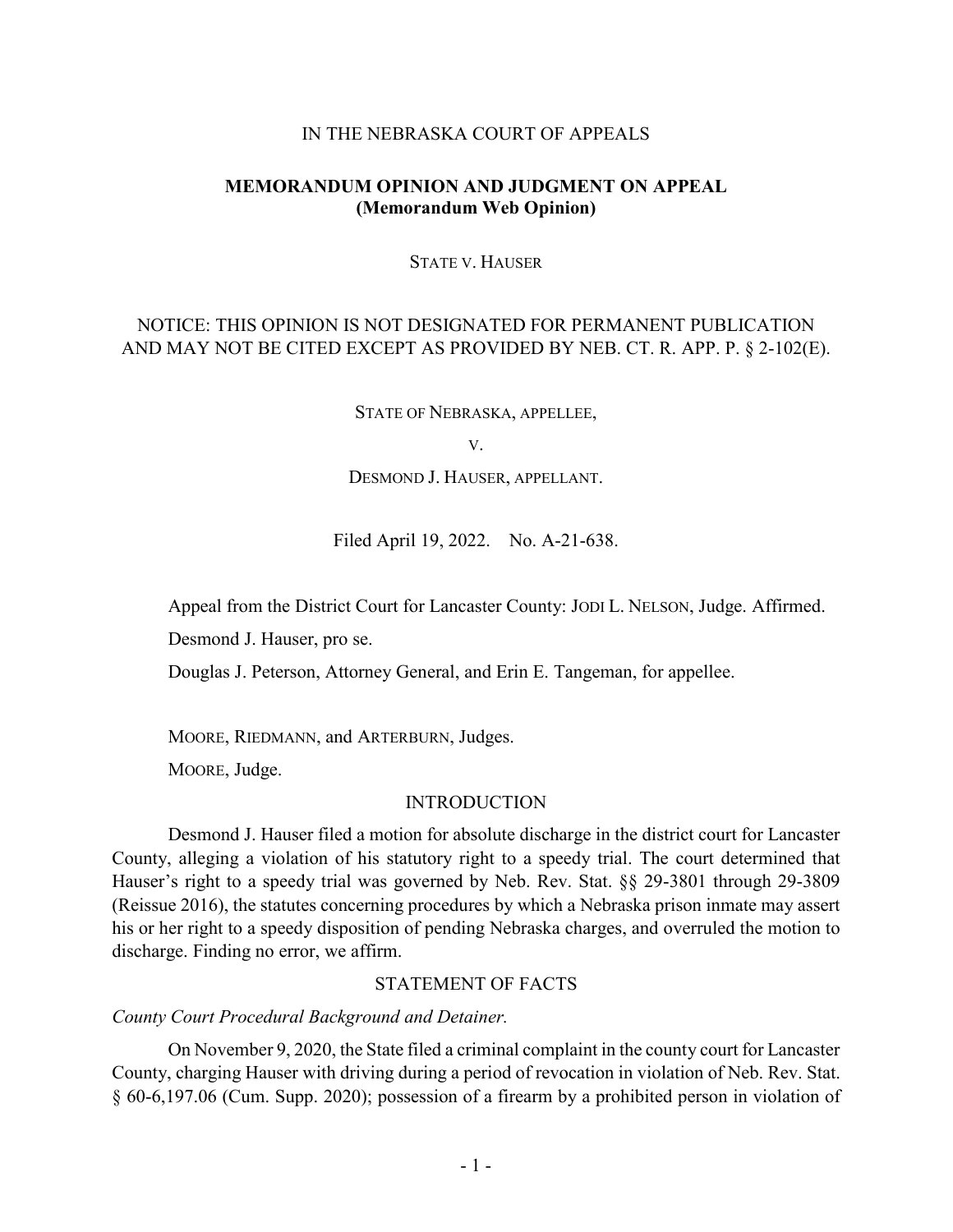IN THE NEBRASKA COURT OF APPEALS

**MEMORANDUM OPINION AND JUDGMENT ON APPEAL**
**(Memorandum Web Opinion)**

STATE V. HAUSER

NOTICE: THIS OPINION IS NOT DESIGNATED FOR PERMANENT PUBLICATION AND MAY NOT BE CITED EXCEPT AS PROVIDED BY NEB. CT. R. APP. P. § 2-102(E).

STATE OF NEBRASKA, APPELLEE,

V.

DESMOND J. HAUSER, APPELLANT.

Filed April 19, 2022. No. A-21-638.

Appeal from the District Court for Lancaster County: JODI L. NELSON, Judge. Affirmed.

Desmond J. Hauser, pro se.

Douglas J. Peterson, Attorney General, and Erin E. Tangeman, for appellee.

MOORE, RIEDMANN, and ARTERBURN, Judges.

MOORE, Judge.

## INTRODUCTION

Desmond J. Hauser filed a motion for absolute discharge in the district court for Lancaster County, alleging a violation of his statutory right to a speedy trial. The court determined that Hauser's right to a speedy trial was governed by Neb. Rev. Stat. §§ 29-3801 through 29-3809 (Reissue 2016), the statutes concerning procedures by which a Nebraska prison inmate may assert his or her right to a speedy disposition of pending Nebraska charges, and overruled the motion to discharge. Finding no error, we affirm.

## STATEMENT OF FACTS

*County Court Procedural Background and Detainer.*

On November 9, 2020, the State filed a criminal complaint in the county court for Lancaster County, charging Hauser with driving during a period of revocation in violation of Neb. Rev. Stat. § 60-6,197.06 (Cum. Supp. 2020); possession of a firearm by a prohibited person in violation of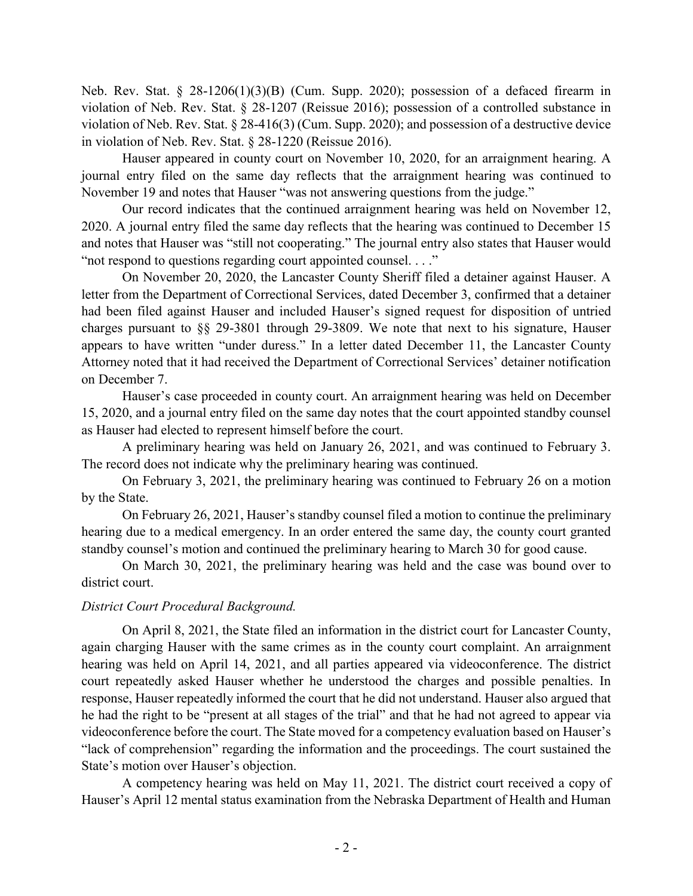Neb. Rev. Stat. § 28-1206(1)(3)(B) (Cum. Supp. 2020); possession of a defaced firearm in violation of Neb. Rev. Stat. § 28-1207 (Reissue 2016); possession of a controlled substance in violation of Neb. Rev. Stat. § 28-416(3) (Cum. Supp. 2020); and possession of a destructive device in violation of Neb. Rev. Stat. § 28-1220 (Reissue 2016).

Hauser appeared in county court on November 10, 2020, for an arraignment hearing. A journal entry filed on the same day reflects that the arraignment hearing was continued to November 19 and notes that Hauser "was not answering questions from the judge."

Our record indicates that the continued arraignment hearing was held on November 12, 2020. A journal entry filed the same day reflects that the hearing was continued to December 15 and notes that Hauser was "still not cooperating." The journal entry also states that Hauser would "not respond to questions regarding court appointed counsel. . . ."

On November 20, 2020, the Lancaster County Sheriff filed a detainer against Hauser. A letter from the Department of Correctional Services, dated December 3, confirmed that a detainer had been filed against Hauser and included Hauser's signed request for disposition of untried charges pursuant to §§ 29-3801 through 29-3809. We note that next to his signature, Hauser appears to have written "under duress." In a letter dated December 11, the Lancaster County Attorney noted that it had received the Department of Correctional Services' detainer notification on December 7.

Hauser's case proceeded in county court. An arraignment hearing was held on December 15, 2020, and a journal entry filed on the same day notes that the court appointed standby counsel as Hauser had elected to represent himself before the court.

A preliminary hearing was held on January 26, 2021, and was continued to February 3. The record does not indicate why the preliminary hearing was continued.

On February 3, 2021, the preliminary hearing was continued to February 26 on a motion by the State.

On February 26, 2021, Hauser's standby counsel filed a motion to continue the preliminary hearing due to a medical emergency. In an order entered the same day, the county court granted standby counsel's motion and continued the preliminary hearing to March 30 for good cause.

On March 30, 2021, the preliminary hearing was held and the case was bound over to district court.

*District Court Procedural Background.*

On April 8, 2021, the State filed an information in the district court for Lancaster County, again charging Hauser with the same crimes as in the county court complaint. An arraignment hearing was held on April 14, 2021, and all parties appeared via videoconference. The district court repeatedly asked Hauser whether he understood the charges and possible penalties. In response, Hauser repeatedly informed the court that he did not understand. Hauser also argued that he had the right to be "present at all stages of the trial" and that he had not agreed to appear via videoconference before the court. The State moved for a competency evaluation based on Hauser's "lack of comprehension" regarding the information and the proceedings. The court sustained the State's motion over Hauser's objection.

A competency hearing was held on May 11, 2021. The district court received a copy of Hauser's April 12 mental status examination from the Nebraska Department of Health and Human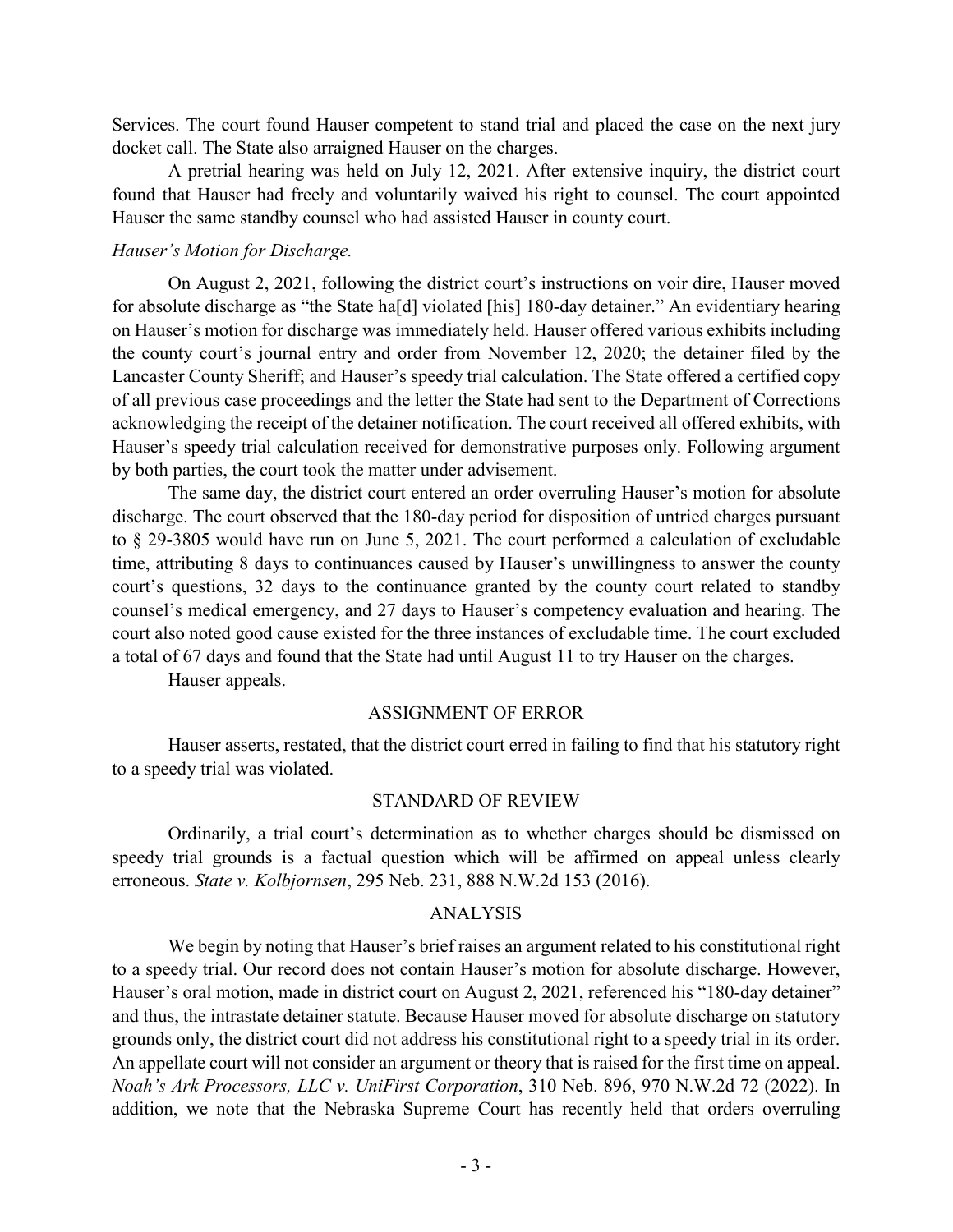Services. The court found Hauser competent to stand trial and placed the case on the next jury docket call. The State also arraigned Hauser on the charges.

A pretrial hearing was held on July 12, 2021. After extensive inquiry, the district court found that Hauser had freely and voluntarily waived his right to counsel. The court appointed Hauser the same standby counsel who had assisted Hauser in county court.

*Hauser's Motion for Discharge.*

On August 2, 2021, following the district court's instructions on voir dire, Hauser moved for absolute discharge as "the State ha[d] violated [his] 180-day detainer." An evidentiary hearing on Hauser's motion for discharge was immediately held. Hauser offered various exhibits including the county court's journal entry and order from November 12, 2020; the detainer filed by the Lancaster County Sheriff; and Hauser's speedy trial calculation. The State offered a certified copy of all previous case proceedings and the letter the State had sent to the Department of Corrections acknowledging the receipt of the detainer notification. The court received all offered exhibits, with Hauser's speedy trial calculation received for demonstrative purposes only. Following argument by both parties, the court took the matter under advisement.

The same day, the district court entered an order overruling Hauser's motion for absolute discharge. The court observed that the 180-day period for disposition of untried charges pursuant to § 29-3805 would have run on June 5, 2021. The court performed a calculation of excludable time, attributing 8 days to continuances caused by Hauser's unwillingness to answer the county court's questions, 32 days to the continuance granted by the county court related to standby counsel's medical emergency, and 27 days to Hauser's competency evaluation and hearing. The court also noted good cause existed for the three instances of excludable time. The court excluded a total of 67 days and found that the State had until August 11 to try Hauser on the charges.

Hauser appeals.

## ASSIGNMENT OF ERROR

Hauser asserts, restated, that the district court erred in failing to find that his statutory right to a speedy trial was violated.

## STANDARD OF REVIEW

Ordinarily, a trial court's determination as to whether charges should be dismissed on speedy trial grounds is a factual question which will be affirmed on appeal unless clearly erroneous. *State v. Kolbjornsen*, 295 Neb. 231, 888 N.W.2d 153 (2016).

## ANALYSIS

We begin by noting that Hauser's brief raises an argument related to his constitutional right to a speedy trial. Our record does not contain Hauser's motion for absolute discharge. However, Hauser's oral motion, made in district court on August 2, 2021, referenced his "180-day detainer" and thus, the intrastate detainer statute. Because Hauser moved for absolute discharge on statutory grounds only, the district court did not address his constitutional right to a speedy trial in its order. An appellate court will not consider an argument or theory that is raised for the first time on appeal. *Noah's Ark Processors, LLC v. UniFirst Corporation*, 310 Neb. 896, 970 N.W.2d 72 (2022). In addition, we note that the Nebraska Supreme Court has recently held that orders overruling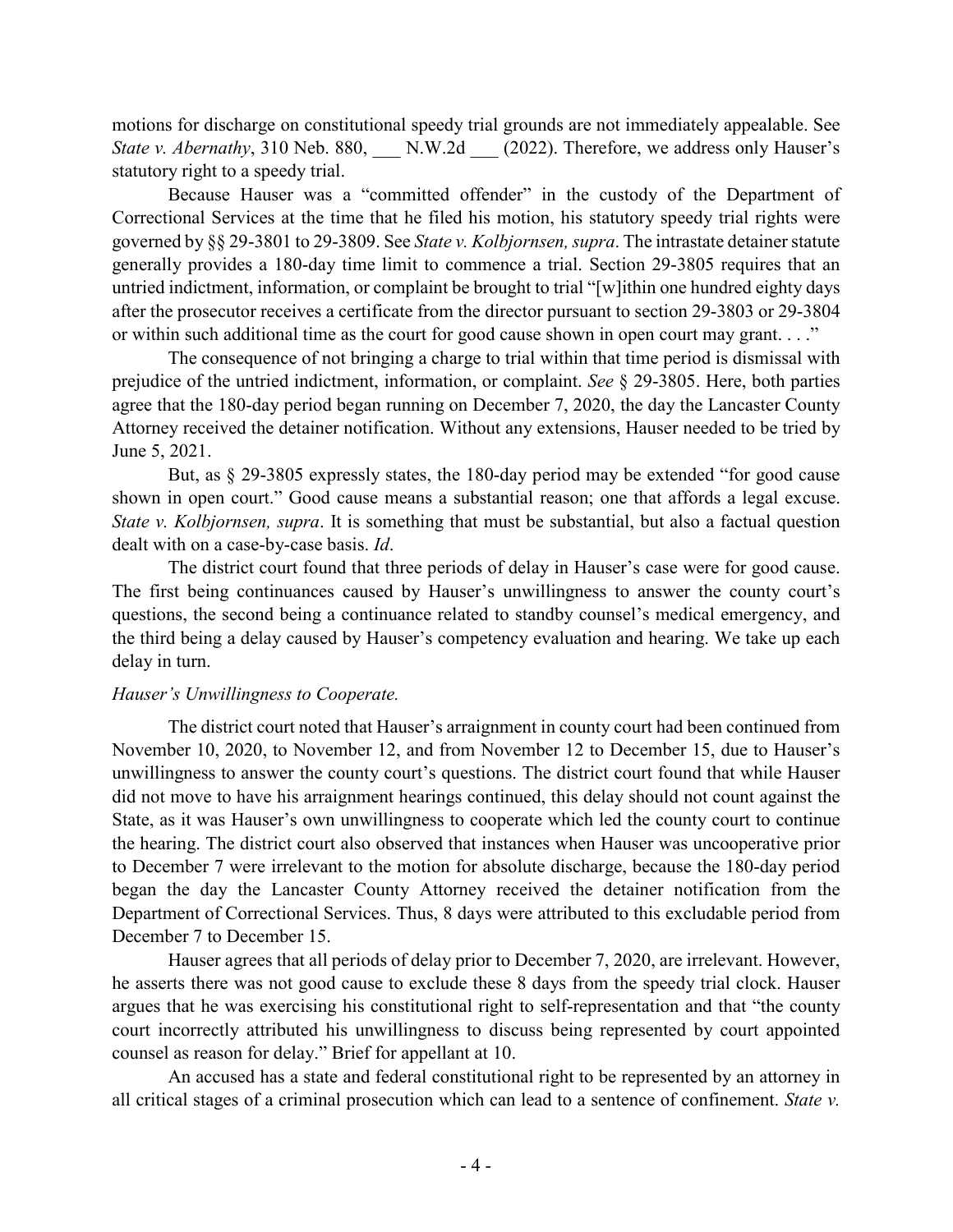motions for discharge on constitutional speedy trial grounds are not immediately appealable. See *State v. Abernathy*, 310 Neb. 880, ___ N.W.2d ___ (2022). Therefore, we address only Hauser's statutory right to a speedy trial.

Because Hauser was a "committed offender" in the custody of the Department of Correctional Services at the time that he filed his motion, his statutory speedy trial rights were governed by §§ 29-3801 to 29-3809. See *State v. Kolbjornsen, supra*. The intrastate detainer statute generally provides a 180-day time limit to commence a trial. Section 29-3805 requires that an untried indictment, information, or complaint be brought to trial "[w]ithin one hundred eighty days after the prosecutor receives a certificate from the director pursuant to section 29-3803 or 29-3804 or within such additional time as the court for good cause shown in open court may grant. . . ."

The consequence of not bringing a charge to trial within that time period is dismissal with prejudice of the untried indictment, information, or complaint. *See* § 29-3805. Here, both parties agree that the 180-day period began running on December 7, 2020, the day the Lancaster County Attorney received the detainer notification. Without any extensions, Hauser needed to be tried by June 5, 2021.

But, as § 29-3805 expressly states, the 180-day period may be extended "for good cause shown in open court." Good cause means a substantial reason; one that affords a legal excuse. *State v. Kolbjornsen, supra*. It is something that must be substantial, but also a factual question dealt with on a case-by-case basis. *Id*.

The district court found that three periods of delay in Hauser's case were for good cause. The first being continuances caused by Hauser's unwillingness to answer the county court's questions, the second being a continuance related to standby counsel's medical emergency, and the third being a delay caused by Hauser's competency evaluation and hearing. We take up each delay in turn.

*Hauser's Unwillingness to Cooperate.*

The district court noted that Hauser's arraignment in county court had been continued from November 10, 2020, to November 12, and from November 12 to December 15, due to Hauser's unwillingness to answer the county court's questions. The district court found that while Hauser did not move to have his arraignment hearings continued, this delay should not count against the State, as it was Hauser's own unwillingness to cooperate which led the county court to continue the hearing. The district court also observed that instances when Hauser was uncooperative prior to December 7 were irrelevant to the motion for absolute discharge, because the 180-day period began the day the Lancaster County Attorney received the detainer notification from the Department of Correctional Services. Thus, 8 days were attributed to this excludable period from December 7 to December 15.

Hauser agrees that all periods of delay prior to December 7, 2020, are irrelevant. However, he asserts there was not good cause to exclude these 8 days from the speedy trial clock. Hauser argues that he was exercising his constitutional right to self-representation and that "the county court incorrectly attributed his unwillingness to discuss being represented by court appointed counsel as reason for delay." Brief for appellant at 10.

An accused has a state and federal constitutional right to be represented by an attorney in all critical stages of a criminal prosecution which can lead to a sentence of confinement. *State v.*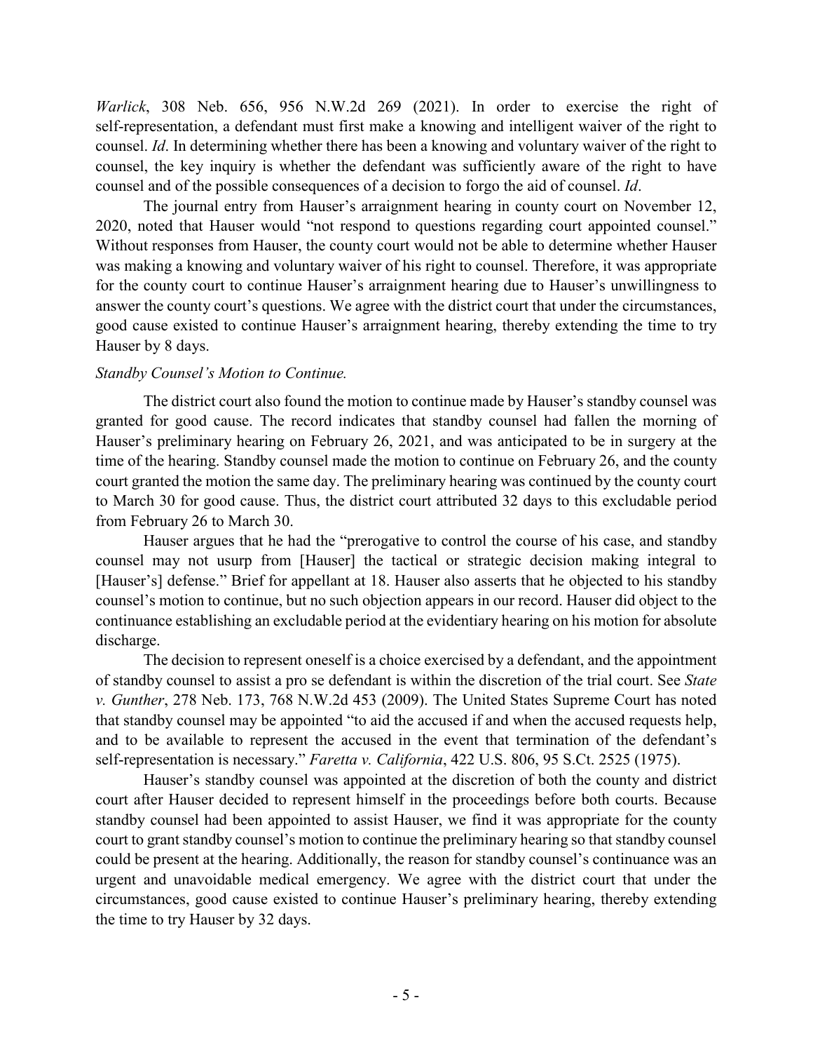*Warlick*, 308 Neb. 656, 956 N.W.2d 269 (2021). In order to exercise the right of self-representation, a defendant must first make a knowing and intelligent waiver of the right to counsel. *Id*. In determining whether there has been a knowing and voluntary waiver of the right to counsel, the key inquiry is whether the defendant was sufficiently aware of the right to have counsel and of the possible consequences of a decision to forgo the aid of counsel. *Id*.

The journal entry from Hauser's arraignment hearing in county court on November 12, 2020, noted that Hauser would "not respond to questions regarding court appointed counsel." Without responses from Hauser, the county court would not be able to determine whether Hauser was making a knowing and voluntary waiver of his right to counsel. Therefore, it was appropriate for the county court to continue Hauser's arraignment hearing due to Hauser's unwillingness to answer the county court's questions. We agree with the district court that under the circumstances, good cause existed to continue Hauser's arraignment hearing, thereby extending the time to try Hauser by 8 days.

*Standby Counsel's Motion to Continue.*

The district court also found the motion to continue made by Hauser's standby counsel was granted for good cause. The record indicates that standby counsel had fallen the morning of Hauser's preliminary hearing on February 26, 2021, and was anticipated to be in surgery at the time of the hearing. Standby counsel made the motion to continue on February 26, and the county court granted the motion the same day. The preliminary hearing was continued by the county court to March 30 for good cause. Thus, the district court attributed 32 days to this excludable period from February 26 to March 30.

Hauser argues that he had the "prerogative to control the course of his case, and standby counsel may not usurp from [Hauser] the tactical or strategic decision making integral to [Hauser's] defense." Brief for appellant at 18. Hauser also asserts that he objected to his standby counsel's motion to continue, but no such objection appears in our record. Hauser did object to the continuance establishing an excludable period at the evidentiary hearing on his motion for absolute discharge.

The decision to represent oneself is a choice exercised by a defendant, and the appointment of standby counsel to assist a pro se defendant is within the discretion of the trial court. See *State v. Gunther*, 278 Neb. 173, 768 N.W.2d 453 (2009). The United States Supreme Court has noted that standby counsel may be appointed "to aid the accused if and when the accused requests help, and to be available to represent the accused in the event that termination of the defendant's self-representation is necessary." *Faretta v. California*, 422 U.S. 806, 95 S.Ct. 2525 (1975).

Hauser's standby counsel was appointed at the discretion of both the county and district court after Hauser decided to represent himself in the proceedings before both courts. Because standby counsel had been appointed to assist Hauser, we find it was appropriate for the county court to grant standby counsel's motion to continue the preliminary hearing so that standby counsel could be present at the hearing. Additionally, the reason for standby counsel's continuance was an urgent and unavoidable medical emergency. We agree with the district court that under the circumstances, good cause existed to continue Hauser's preliminary hearing, thereby extending the time to try Hauser by 32 days.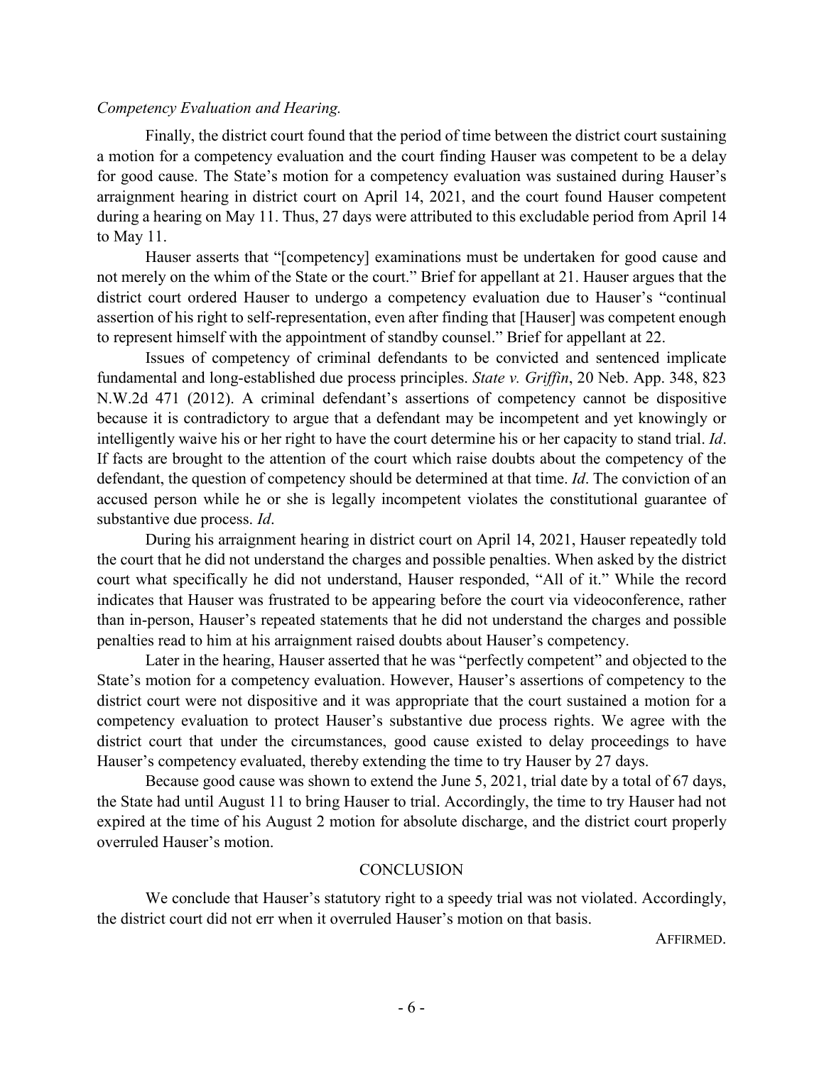*Competency Evaluation and Hearing.*

Finally, the district court found that the period of time between the district court sustaining a motion for a competency evaluation and the court finding Hauser was competent to be a delay for good cause. The State's motion for a competency evaluation was sustained during Hauser's arraignment hearing in district court on April 14, 2021, and the court found Hauser competent during a hearing on May 11. Thus, 27 days were attributed to this excludable period from April 14 to May 11.

Hauser asserts that "[competency] examinations must be undertaken for good cause and not merely on the whim of the State or the court." Brief for appellant at 21. Hauser argues that the district court ordered Hauser to undergo a competency evaluation due to Hauser's "continual assertion of his right to self-representation, even after finding that [Hauser] was competent enough to represent himself with the appointment of standby counsel." Brief for appellant at 22.

Issues of competency of criminal defendants to be convicted and sentenced implicate fundamental and long-established due process principles. *State v. Griffin*, 20 Neb. App. 348, 823 N.W.2d 471 (2012). A criminal defendant's assertions of competency cannot be dispositive because it is contradictory to argue that a defendant may be incompetent and yet knowingly or intelligently waive his or her right to have the court determine his or her capacity to stand trial. *Id*. If facts are brought to the attention of the court which raise doubts about the competency of the defendant, the question of competency should be determined at that time. *Id*. The conviction of an accused person while he or she is legally incompetent violates the constitutional guarantee of substantive due process. *Id*.

During his arraignment hearing in district court on April 14, 2021, Hauser repeatedly told the court that he did not understand the charges and possible penalties. When asked by the district court what specifically he did not understand, Hauser responded, "All of it." While the record indicates that Hauser was frustrated to be appearing before the court via videoconference, rather than in-person, Hauser's repeated statements that he did not understand the charges and possible penalties read to him at his arraignment raised doubts about Hauser's competency.

Later in the hearing, Hauser asserted that he was "perfectly competent" and objected to the State's motion for a competency evaluation. However, Hauser's assertions of competency to the district court were not dispositive and it was appropriate that the court sustained a motion for a competency evaluation to protect Hauser's substantive due process rights. We agree with the district court that under the circumstances, good cause existed to delay proceedings to have Hauser's competency evaluated, thereby extending the time to try Hauser by 27 days.

Because good cause was shown to extend the June 5, 2021, trial date by a total of 67 days, the State had until August 11 to bring Hauser to trial. Accordingly, the time to try Hauser had not expired at the time of his August 2 motion for absolute discharge, and the district court properly overruled Hauser's motion.

## CONCLUSION

We conclude that Hauser's statutory right to a speedy trial was not violated. Accordingly, the district court did not err when it overruled Hauser's motion on that basis.

AFFIRMED.